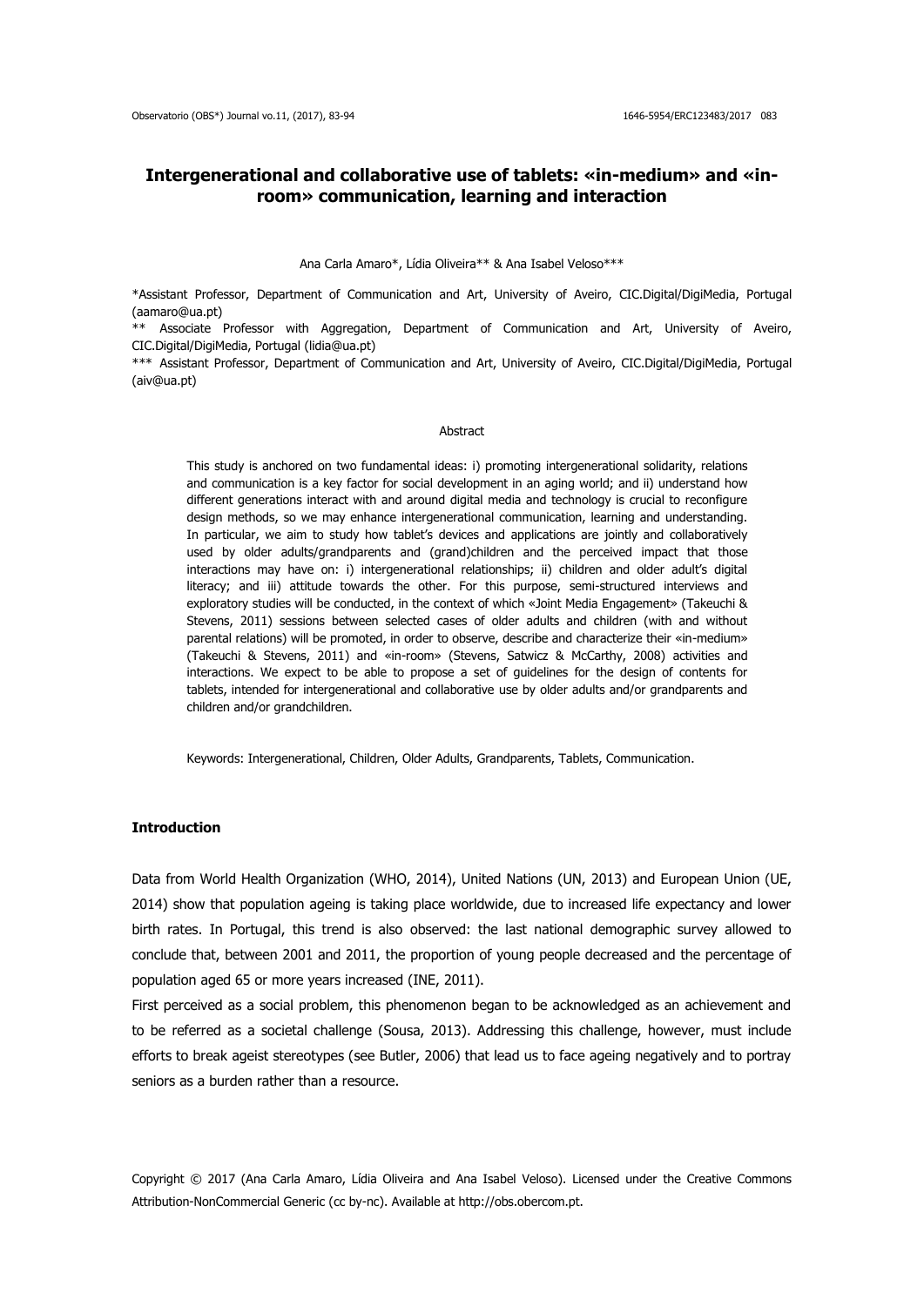# Intergenerational and collaborative use of tablets: «in-medium» and «in-room» communication, learning and interaction

Ana Carla Amaro*, Lídia Oliveira** & Ana Isabel Veloso***

*Assistant Professor, Department of Communication and Art, University of Aveiro, CIC.Digital/DigiMedia, Portugal (aamaro@ua.pt)

** Associate Professor with Aggregation, Department of Communication and Art, University of Aveiro, CIC.Digital/DigiMedia, Portugal (lidia@ua.pt)

*** Assistant Professor, Department of Communication and Art, University of Aveiro, CIC.Digital/DigiMedia, Portugal (aiv@ua.pt)

## Abstract

This study is anchored on two fundamental ideas: i) promoting intergenerational solidarity, relations and communication is a key factor for social development in an aging world; and ii) understand how different generations interact with and around digital media and technology is crucial to reconfigure design methods, so we may enhance intergenerational communication, learning and understanding. In particular, we aim to study how tablet's devices and applications are jointly and collaboratively used by older adults/grandparents and (grand)children and the perceived impact that those interactions may have on: i) intergenerational relationships; ii) children and older adult's digital literacy; and iii) attitude towards the other. For this purpose, semi-structured interviews and exploratory studies will be conducted, in the context of which «Joint Media Engagement» (Takeuchi & Stevens, 2011) sessions between selected cases of older adults and children (with and without parental relations) will be promoted, in order to observe, describe and characterize their «in-medium» (Takeuchi & Stevens, 2011) and «in-room» (Stevens, Satwicz & McCarthy, 2008) activities and interactions. We expect to be able to propose a set of guidelines for the design of contents for tablets, intended for intergenerational and collaborative use by older adults and/or grandparents and children and/or grandchildren.

Keywords: Intergenerational, Children, Older Adults, Grandparents, Tablets, Communication.

## Introduction

Data from World Health Organization (WHO, 2014), United Nations (UN, 2013) and European Union (UE, 2014) show that population ageing is taking place worldwide, due to increased life expectancy and lower birth rates. In Portugal, this trend is also observed: the last national demographic survey allowed to conclude that, between 2001 and 2011, the proportion of young people decreased and the percentage of population aged 65 or more years increased (INE, 2011).

First perceived as a social problem, this phenomenon began to be acknowledged as an achievement and to be referred as a societal challenge (Sousa, 2013). Addressing this challenge, however, must include efforts to break ageist stereotypes (see Butler, 2006) that lead us to face ageing negatively and to portray seniors as a burden rather than a resource.

Copyright © 2017 (Ana Carla Amaro, Lídia Oliveira and Ana Isabel Veloso). Licensed under the Creative Commons Attribution-NonCommercial Generic (cc by-nc). Available at http://obs.obercom.pt.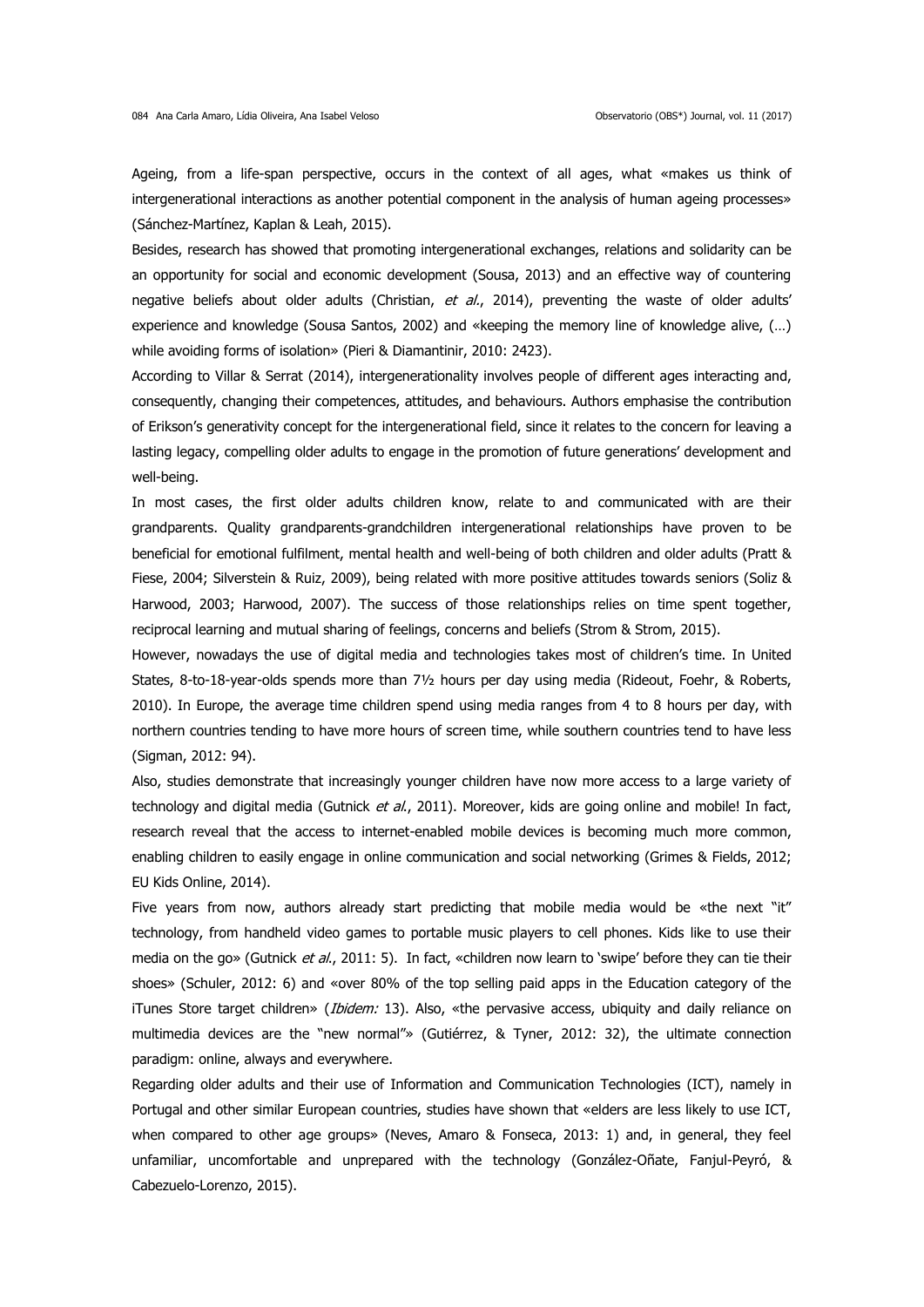Ageing, from a life-span perspective, occurs in the context of all ages, what «makes us think of intergenerational interactions as another potential component in the analysis of human ageing processes» (Sánchez-Martínez, Kaplan & Leah, 2015).

Besides, research has showed that promoting intergenerational exchanges, relations and solidarity can be an opportunity for social and economic development (Sousa, 2013) and an effective way of countering negative beliefs about older adults (Christian, *et al.*, 2014), preventing the waste of older adults' experience and knowledge (Sousa Santos, 2002) and «keeping the memory line of knowledge alive, (…) while avoiding forms of isolation» (Pieri & Diamantinir, 2010: 2423).

According to Villar & Serrat (2014), intergenerationality involves people of different ages interacting and, consequently, changing their competences, attitudes, and behaviours. Authors emphasise the contribution of Erikson's generativity concept for the intergenerational field, since it relates to the concern for leaving a lasting legacy, compelling older adults to engage in the promotion of future generations' development and well-being.

In most cases, the first older adults children know, relate to and communicated with are their grandparents. Quality grandparents-grandchildren intergenerational relationships have proven to be beneficial for emotional fulfilment, mental health and well-being of both children and older adults (Pratt & Fiese, 2004; Silverstein & Ruiz, 2009), being related with more positive attitudes towards seniors (Soliz & Harwood, 2003; Harwood, 2007). The success of those relationships relies on time spent together, reciprocal learning and mutual sharing of feelings, concerns and beliefs (Strom & Strom, 2015).

However, nowadays the use of digital media and technologies takes most of children's time. In United States, 8-to-18-year-olds spends more than 7½ hours per day using media (Rideout, Foehr, & Roberts, 2010). In Europe, the average time children spend using media ranges from 4 to 8 hours per day, with northern countries tending to have more hours of screen time, while southern countries tend to have less (Sigman, 2012: 94).

Also, studies demonstrate that increasingly younger children have now more access to a large variety of technology and digital media (Gutnick *et al.*, 2011). Moreover, kids are going online and mobile! In fact, research reveal that the access to internet-enabled mobile devices is becoming much more common, enabling children to easily engage in online communication and social networking (Grimes & Fields, 2012; EU Kids Online, 2014).

Five years from now, authors already start predicting that mobile media would be «the next "it" technology, from handheld video games to portable music players to cell phones. Kids like to use their media on the go» (Gutnick *et al.*, 2011: 5). In fact, «children now learn to 'swipe' before they can tie their shoes» (Schuler, 2012: 6) and «over 80% of the top selling paid apps in the Education category of the iTunes Store target children» (*Ibidem:* 13). Also, «the pervasive access, ubiquity and daily reliance on multimedia devices are the "new normal"» (Gutiérrez, & Tyner, 2012: 32), the ultimate connection paradigm: online, always and everywhere.

Regarding older adults and their use of Information and Communication Technologies (ICT), namely in Portugal and other similar European countries, studies have shown that «elders are less likely to use ICT, when compared to other age groups» (Neves, Amaro & Fonseca, 2013: 1) and, in general, they feel unfamiliar, uncomfortable and unprepared with the technology (González-Oñate, Fanjul-Peyró, & Cabezuelo-Lorenzo, 2015).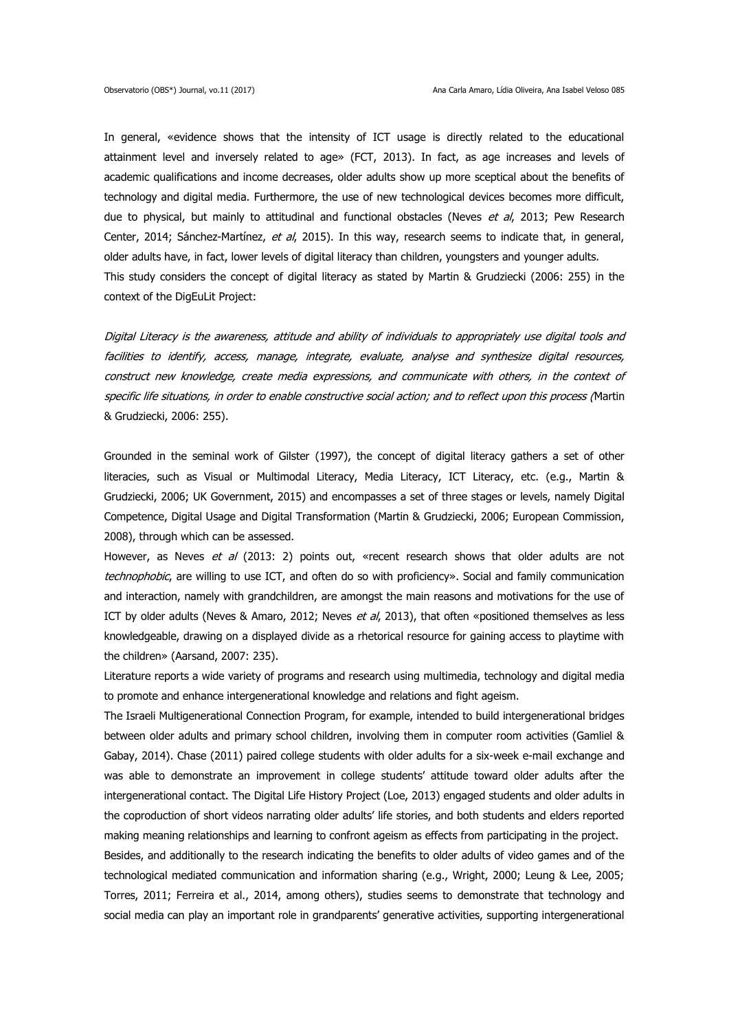In general, «evidence shows that the intensity of ICT usage is directly related to the educational attainment level and inversely related to age» (FCT, 2013). In fact, as age increases and levels of academic qualifications and income decreases, older adults show up more sceptical about the benefits of technology and digital media. Furthermore, the use of new technological devices becomes more difficult, due to physical, but mainly to attitudinal and functional obstacles (Neves *et al*, 2013; Pew Research Center, 2014; Sánchez-Martínez, *et al*, 2015). In this way, research seems to indicate that, in general, older adults have, in fact, lower levels of digital literacy than children, youngsters and younger adults.

This study considers the concept of digital literacy as stated by Martin & Grudziecki (2006: 255) in the context of the DigEuLit Project:

*Digital Literacy is the awareness, attitude and ability of individuals to appropriately use digital tools and facilities to identify, access, manage, integrate, evaluate, analyse and synthesize digital resources, construct new knowledge, create media expressions, and communicate with others, in the context of specific life situations, in order to enable constructive social action; and to reflect upon this process (*Martin & Grudziecki, 2006: 255).

Grounded in the seminal work of Gilster (1997), the concept of digital literacy gathers a set of other literacies, such as Visual or Multimodal Literacy, Media Literacy, ICT Literacy, etc. (e.g., Martin & Grudziecki, 2006; UK Government, 2015) and encompasses a set of three stages or levels, namely Digital Competence, Digital Usage and Digital Transformation (Martin & Grudziecki, 2006; European Commission, 2008), through which can be assessed.

However, as Neves *et al* (2013: 2) points out, «recent research shows that older adults are not *technophobic*, are willing to use ICT, and often do so with proficiency». Social and family communication and interaction, namely with grandchildren, are amongst the main reasons and motivations for the use of ICT by older adults (Neves & Amaro, 2012; Neves *et al*, 2013), that often «positioned themselves as less knowledgeable, drawing on a displayed divide as a rhetorical resource for gaining access to playtime with the children» (Aarsand, 2007: 235).

Literature reports a wide variety of programs and research using multimedia, technology and digital media to promote and enhance intergenerational knowledge and relations and fight ageism.

The Israeli Multigenerational Connection Program, for example, intended to build intergenerational bridges between older adults and primary school children, involving them in computer room activities (Gamliel & Gabay, 2014). Chase (2011) paired college students with older adults for a six-week e-mail exchange and was able to demonstrate an improvement in college students' attitude toward older adults after the intergenerational contact. The Digital Life History Project (Loe, 2013) engaged students and older adults in the coproduction of short videos narrating older adults' life stories, and both students and elders reported making meaning relationships and learning to confront ageism as effects from participating in the project.

Besides, and additionally to the research indicating the benefits to older adults of video games and of the technological mediated communication and information sharing (e.g., Wright, 2000; Leung & Lee, 2005; Torres, 2011; Ferreira et al., 2014, among others), studies seems to demonstrate that technology and social media can play an important role in grandparents' generative activities, supporting intergenerational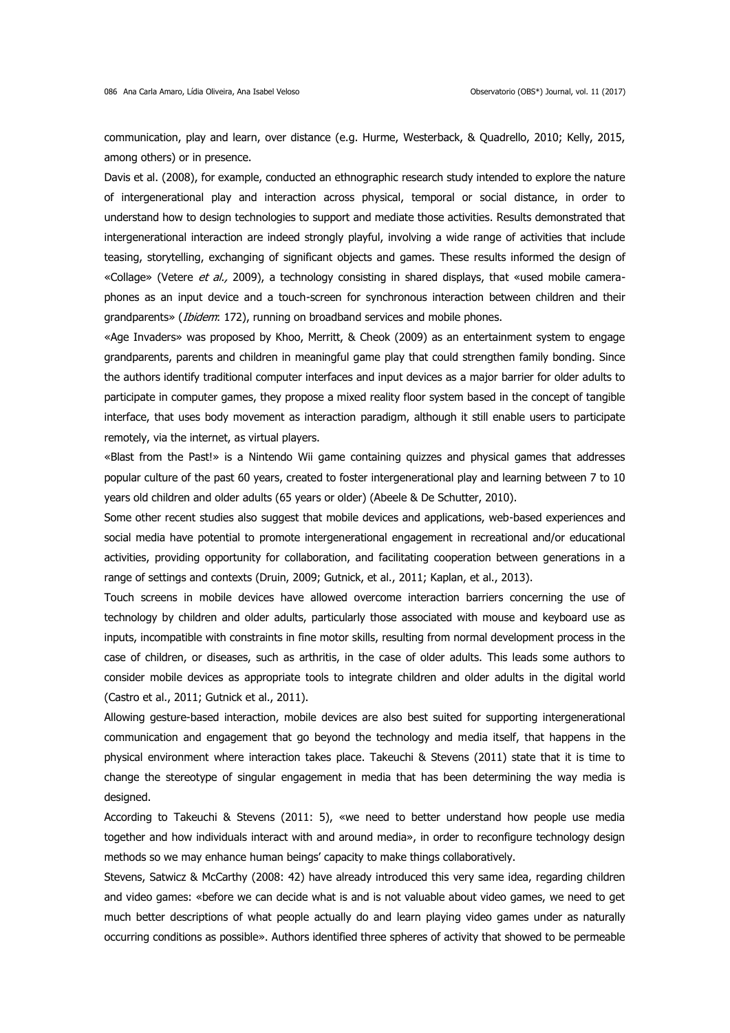communication, play and learn, over distance (e.g. Hurme, Westerback, & Quadrello, 2010; Kelly, 2015, among others) or in presence.

Davis et al. (2008), for example, conducted an ethnographic research study intended to explore the nature of intergenerational play and interaction across physical, temporal or social distance, in order to understand how to design technologies to support and mediate those activities. Results demonstrated that intergenerational interaction are indeed strongly playful, involving a wide range of activities that include teasing, storytelling, exchanging of significant objects and games. These results informed the design of «Collage» (Vetere *et al.,* 2009), a technology consisting in shared displays, that «used mobile camera-phones as an input device and a touch-screen for synchronous interaction between children and their grandparents» (*Ibidem*: 172), running on broadband services and mobile phones.

«Age Invaders» was proposed by Khoo, Merritt, & Cheok (2009) as an entertainment system to engage grandparents, parents and children in meaningful game play that could strengthen family bonding. Since the authors identify traditional computer interfaces and input devices as a major barrier for older adults to participate in computer games, they propose a mixed reality floor system based in the concept of tangible interface, that uses body movement as interaction paradigm, although it still enable users to participate remotely, via the internet, as virtual players.

«Blast from the Past!» is a Nintendo Wii game containing quizzes and physical games that addresses popular culture of the past 60 years, created to foster intergenerational play and learning between 7 to 10 years old children and older adults (65 years or older) (Abeele & De Schutter, 2010).

Some other recent studies also suggest that mobile devices and applications, web-based experiences and social media have potential to promote intergenerational engagement in recreational and/or educational activities, providing opportunity for collaboration, and facilitating cooperation between generations in a range of settings and contexts (Druin, 2009; Gutnick, et al., 2011; Kaplan, et al., 2013).

Touch screens in mobile devices have allowed overcome interaction barriers concerning the use of technology by children and older adults, particularly those associated with mouse and keyboard use as inputs, incompatible with constraints in fine motor skills, resulting from normal development process in the case of children, or diseases, such as arthritis, in the case of older adults. This leads some authors to consider mobile devices as appropriate tools to integrate children and older adults in the digital world (Castro et al., 2011; Gutnick et al., 2011).

Allowing gesture-based interaction, mobile devices are also best suited for supporting intergenerational communication and engagement that go beyond the technology and media itself, that happens in the physical environment where interaction takes place. Takeuchi & Stevens (2011) state that it is time to change the stereotype of singular engagement in media that has been determining the way media is designed.

According to Takeuchi & Stevens (2011: 5), «we need to better understand how people use media together and how individuals interact with and around media», in order to reconfigure technology design methods so we may enhance human beings' capacity to make things collaboratively.

Stevens, Satwicz & McCarthy (2008: 42) have already introduced this very same idea, regarding children and video games: «before we can decide what is and is not valuable about video games, we need to get much better descriptions of what people actually do and learn playing video games under as naturally occurring conditions as possible». Authors identified three spheres of activity that showed to be permeable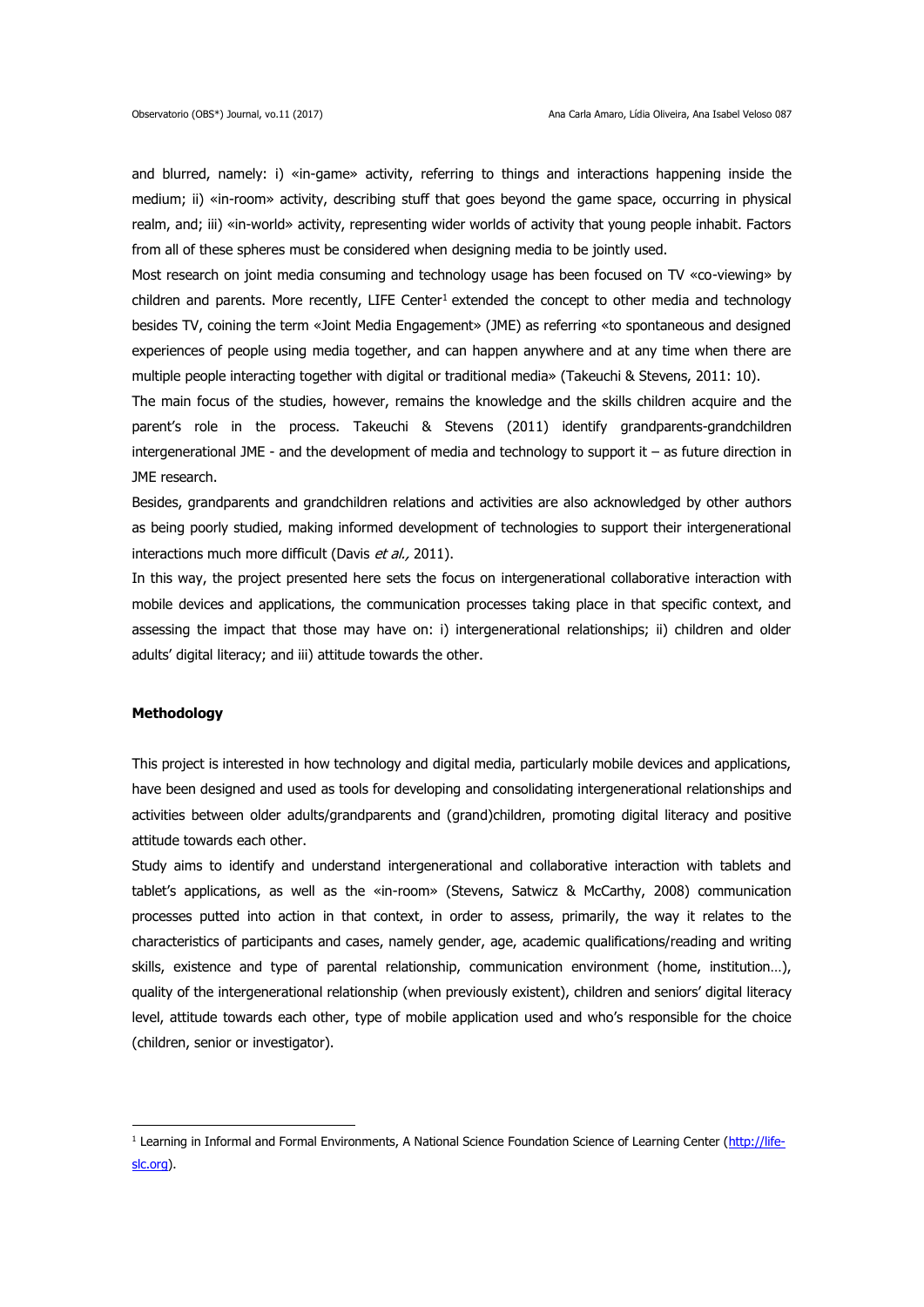and blurred, namely: i) «in-game» activity, referring to things and interactions happening inside the medium; ii) «in-room» activity, describing stuff that goes beyond the game space, occurring in physical realm, and; iii) «in-world» activity, representing wider worlds of activity that young people inhabit. Factors from all of these spheres must be considered when designing media to be jointly used.

Most research on joint media consuming and technology usage has been focused on TV «co-viewing» by children and parents. More recently, LIFE Center[1] extended the concept to other media and technology besides TV, coining the term «Joint Media Engagement» (JME) as referring «to spontaneous and designed experiences of people using media together, and can happen anywhere and at any time when there are multiple people interacting together with digital or traditional media» (Takeuchi & Stevens, 2011: 10).

The main focus of the studies, however, remains the knowledge and the skills children acquire and the parent's role in the process. Takeuchi & Stevens (2011) identify grandparents-grandchildren intergenerational JME - and the development of media and technology to support it – as future direction in JME research.

Besides, grandparents and grandchildren relations and activities are also acknowledged by other authors as being poorly studied, making informed development of technologies to support their intergenerational interactions much more difficult (Davis *et al.,* 2011).

In this way, the project presented here sets the focus on intergenerational collaborative interaction with mobile devices and applications, the communication processes taking place in that specific context, and assessing the impact that those may have on: i) intergenerational relationships; ii) children and older adults' digital literacy; and iii) attitude towards the other.

## Methodology

This project is interested in how technology and digital media, particularly mobile devices and applications, have been designed and used as tools for developing and consolidating intergenerational relationships and activities between older adults/grandparents and (grand)children, promoting digital literacy and positive attitude towards each other.

Study aims to identify and understand intergenerational and collaborative interaction with tablets and tablet's applications, as well as the «in-room» (Stevens, Satwicz & McCarthy, 2008) communication processes putted into action in that context, in order to assess, primarily, the way it relates to the characteristics of participants and cases, namely gender, age, academic qualifications/reading and writing skills, existence and type of parental relationship, communication environment (home, institution…), quality of the intergenerational relationship (when previously existent), children and seniors' digital literacy level, attitude towards each other, type of mobile application used and who's responsible for the choice (children, senior or investigator).

---

[1] Learning in Informal and Formal Environments, A National Science Foundation Science of Learning Center (http://life-slc.org).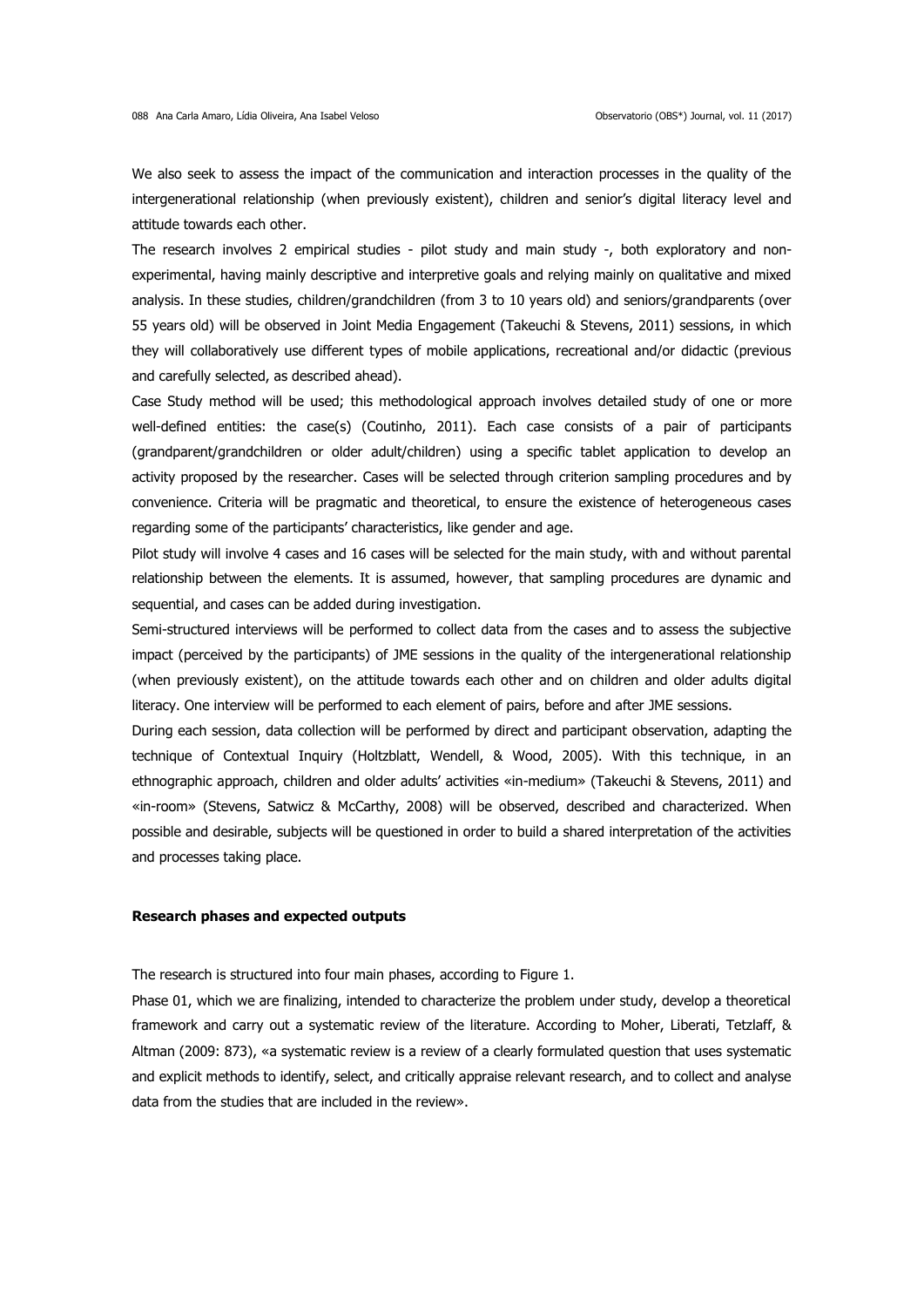We also seek to assess the impact of the communication and interaction processes in the quality of the intergenerational relationship (when previously existent), children and senior's digital literacy level and attitude towards each other.

The research involves 2 empirical studies - pilot study and main study -, both exploratory and non-experimental, having mainly descriptive and interpretive goals and relying mainly on qualitative and mixed analysis. In these studies, children/grandchildren (from 3 to 10 years old) and seniors/grandparents (over 55 years old) will be observed in Joint Media Engagement (Takeuchi & Stevens, 2011) sessions, in which they will collaboratively use different types of mobile applications, recreational and/or didactic (previous and carefully selected, as described ahead).

Case Study method will be used; this methodological approach involves detailed study of one or more well-defined entities: the case(s) (Coutinho, 2011). Each case consists of a pair of participants (grandparent/grandchildren or older adult/children) using a specific tablet application to develop an activity proposed by the researcher. Cases will be selected through criterion sampling procedures and by convenience. Criteria will be pragmatic and theoretical, to ensure the existence of heterogeneous cases regarding some of the participants' characteristics, like gender and age.

Pilot study will involve 4 cases and 16 cases will be selected for the main study, with and without parental relationship between the elements. It is assumed, however, that sampling procedures are dynamic and sequential, and cases can be added during investigation.

Semi-structured interviews will be performed to collect data from the cases and to assess the subjective impact (perceived by the participants) of JME sessions in the quality of the intergenerational relationship (when previously existent), on the attitude towards each other and on children and older adults digital literacy. One interview will be performed to each element of pairs, before and after JME sessions.

During each session, data collection will be performed by direct and participant observation, adapting the technique of Contextual Inquiry (Holtzblatt, Wendell, & Wood, 2005). With this technique, in an ethnographic approach, children and older adults' activities «in-medium» (Takeuchi & Stevens, 2011) and «in-room» (Stevens, Satwicz & McCarthy, 2008) will be observed, described and characterized. When possible and desirable, subjects will be questioned in order to build a shared interpretation of the activities and processes taking place.

### Research phases and expected outputs

The research is structured into four main phases, according to Figure 1.

Phase 01, which we are finalizing, intended to characterize the problem under study, develop a theoretical framework and carry out a systematic review of the literature. According to Moher, Liberati, Tetzlaff, & Altman (2009: 873), «a systematic review is a review of a clearly formulated question that uses systematic and explicit methods to identify, select, and critically appraise relevant research, and to collect and analyse data from the studies that are included in the review».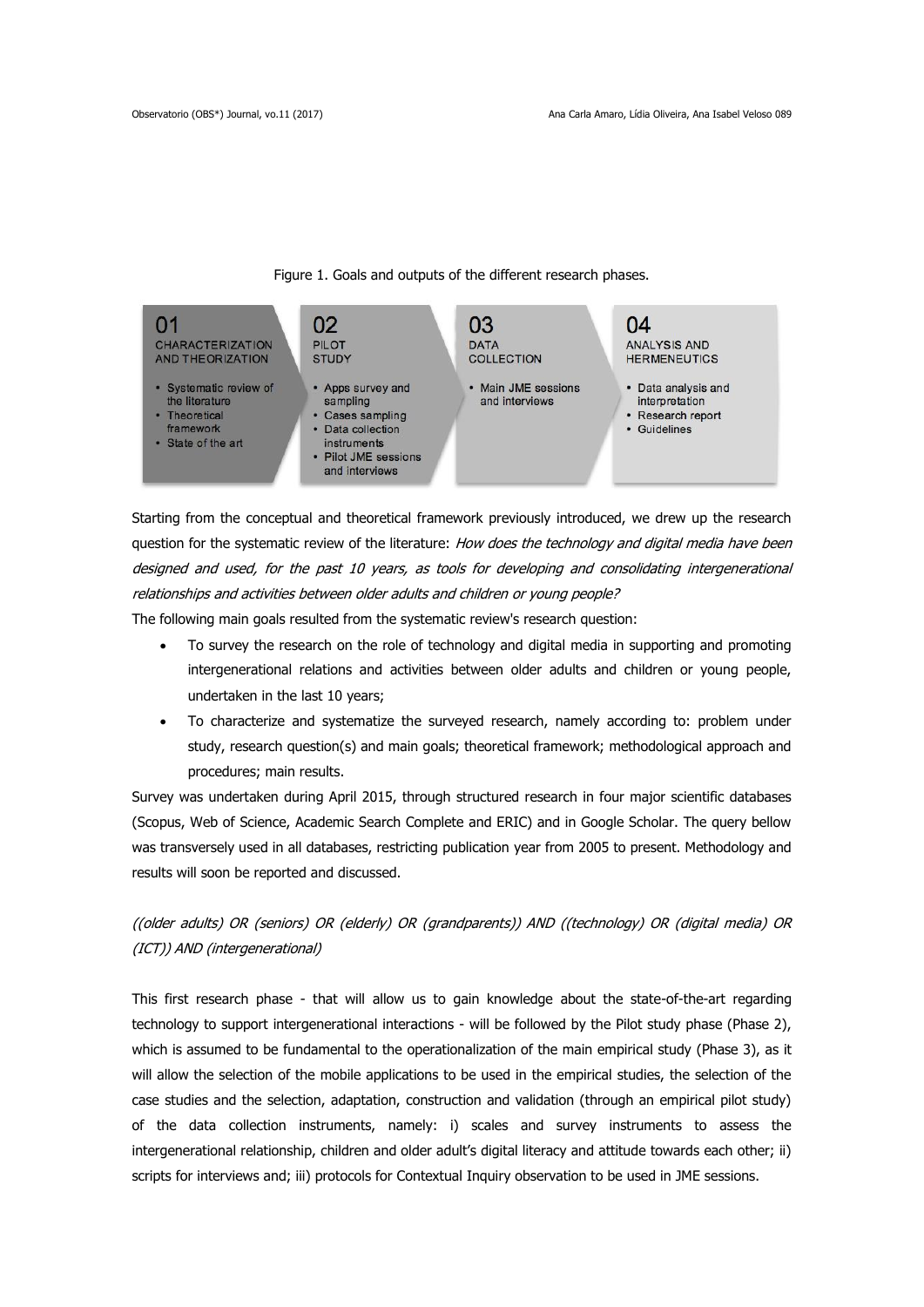Figure 1. Goals and outputs of the different research phases.

| 01 CHARACTERIZATION AND THEORIZATION | 02 PILOT STUDY | 03 DATA COLLECTION | 04 ANALYSIS AND HERMENEUTICS |
| --- | --- | --- | --- |
| • Systematic review of the literature<br>• Theoretical framework<br>• State of the art | • Apps survey and sampling<br>• Cases sampling<br>• Data collection instruments<br>• Pilot JME sessions and interviews | • Main JME sessions and interviews | • Data analysis and interpretation<br>• Research report<br>• Guidelines |

Starting from the conceptual and theoretical framework previously introduced, we drew up the research question for the systematic review of the literature: *How does the technology and digital media have been designed and used, for the past 10 years, as tools for developing and consolidating intergenerational relationships and activities between older adults and children or young people?*

The following main goals resulted from the systematic review's research question:

- To survey the research on the role of technology and digital media in supporting and promoting intergenerational relations and activities between older adults and children or young people, undertaken in the last 10 years;
- To characterize and systematize the surveyed research, namely according to: problem under study, research question(s) and main goals; theoretical framework; methodological approach and procedures; main results.

Survey was undertaken during April 2015, through structured research in four major scientific databases (Scopus, Web of Science, Academic Search Complete and ERIC) and in Google Scholar. The query bellow was transversely used in all databases, restricting publication year from 2005 to present. Methodology and results will soon be reported and discussed.

*((older adults) OR (seniors) OR (elderly) OR (grandparents)) AND ((technology) OR (digital media) OR (ICT)) AND (intergenerational)*

This first research phase - that will allow us to gain knowledge about the state-of-the-art regarding technology to support intergenerational interactions - will be followed by the Pilot study phase (Phase 2), which is assumed to be fundamental to the operationalization of the main empirical study (Phase 3), as it will allow the selection of the mobile applications to be used in the empirical studies, the selection of the case studies and the selection, adaptation, construction and validation (through an empirical pilot study) of the data collection instruments, namely: i) scales and survey instruments to assess the intergenerational relationship, children and older adult's digital literacy and attitude towards each other; ii) scripts for interviews and; iii) protocols for Contextual Inquiry observation to be used in JME sessions.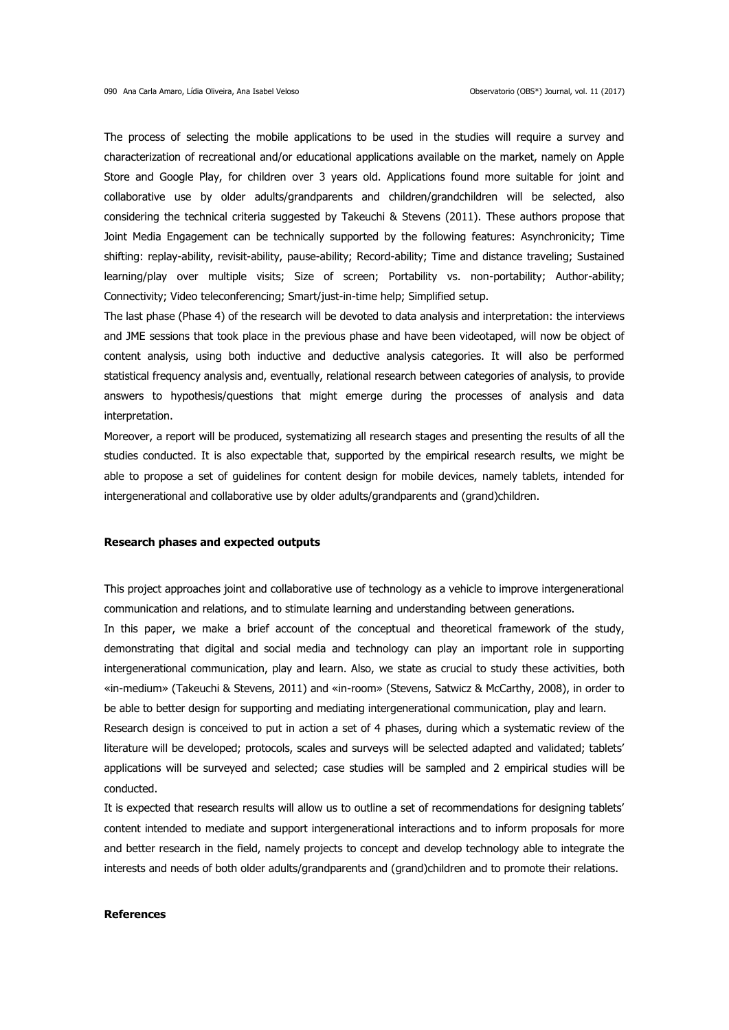The process of selecting the mobile applications to be used in the studies will require a survey and characterization of recreational and/or educational applications available on the market, namely on Apple Store and Google Play, for children over 3 years old. Applications found more suitable for joint and collaborative use by older adults/grandparents and children/grandchildren will be selected, also considering the technical criteria suggested by Takeuchi & Stevens (2011). These authors propose that Joint Media Engagement can be technically supported by the following features: Asynchronicity; Time shifting: replay-ability, revisit-ability, pause-ability; Record-ability; Time and distance traveling; Sustained learning/play over multiple visits; Size of screen; Portability vs. non-portability; Author-ability; Connectivity; Video teleconferencing; Smart/just-in-time help; Simplified setup.

The last phase (Phase 4) of the research will be devoted to data analysis and interpretation: the interviews and JME sessions that took place in the previous phase and have been videotaped, will now be object of content analysis, using both inductive and deductive analysis categories. It will also be performed statistical frequency analysis and, eventually, relational research between categories of analysis, to provide answers to hypothesis/questions that might emerge during the processes of analysis and data interpretation.

Moreover, a report will be produced, systematizing all research stages and presenting the results of all the studies conducted. It is also expectable that, supported by the empirical research results, we might be able to propose a set of guidelines for content design for mobile devices, namely tablets, intended for intergenerational and collaborative use by older adults/grandparents and (grand)children.

## Research phases and expected outputs

This project approaches joint and collaborative use of technology as a vehicle to improve intergenerational communication and relations, and to stimulate learning and understanding between generations.

In this paper, we make a brief account of the conceptual and theoretical framework of the study, demonstrating that digital and social media and technology can play an important role in supporting intergenerational communication, play and learn. Also, we state as crucial to study these activities, both «in-medium» (Takeuchi & Stevens, 2011) and «in-room» (Stevens, Satwicz & McCarthy, 2008), in order to be able to better design for supporting and mediating intergenerational communication, play and learn.

Research design is conceived to put in action a set of 4 phases, during which a systematic review of the literature will be developed; protocols, scales and surveys will be selected adapted and validated; tablets' applications will be surveyed and selected; case studies will be sampled and 2 empirical studies will be conducted.

It is expected that research results will allow us to outline a set of recommendations for designing tablets' content intended to mediate and support intergenerational interactions and to inform proposals for more and better research in the field, namely projects to concept and develop technology able to integrate the interests and needs of both older adults/grandparents and (grand)children and to promote their relations.

## References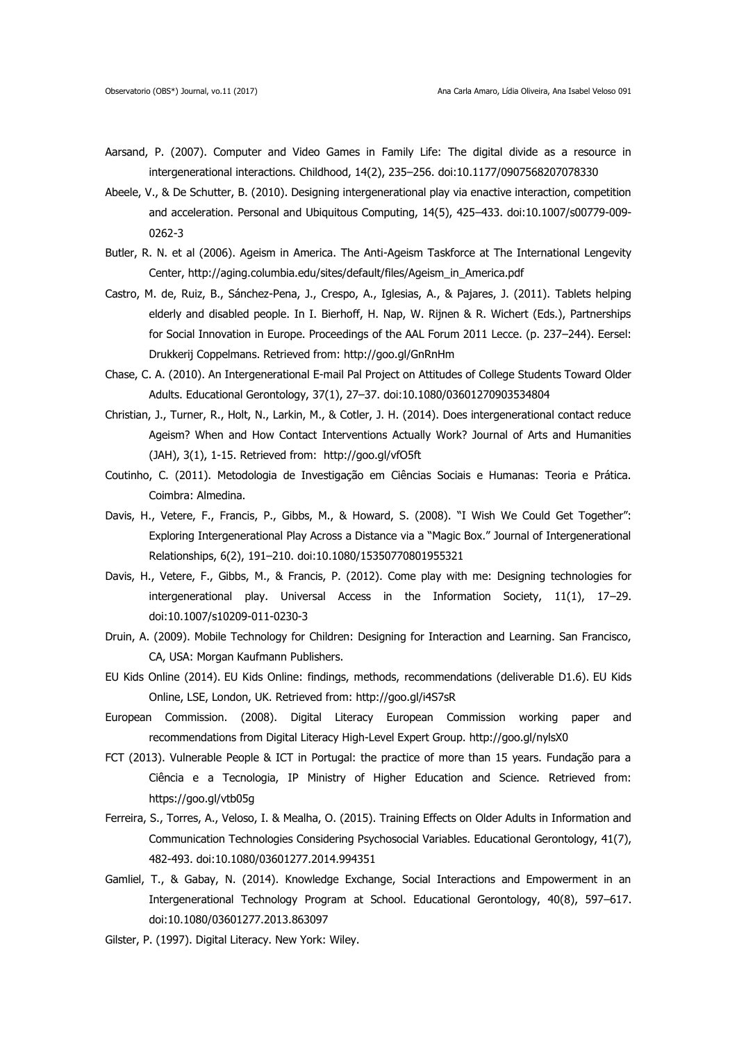Aarsand, P. (2007). Computer and Video Games in Family Life: The digital divide as a resource in intergenerational interactions. Childhood, 14(2), 235–256. doi:10.1177/0907568207078330

Abeele, V., & De Schutter, B. (2010). Designing intergenerational play via enactive interaction, competition and acceleration. Personal and Ubiquitous Computing, 14(5), 425–433. doi:10.1007/s00779-009-0262-3

Butler, R. N. et al (2006). Ageism in America. The Anti-Ageism Taskforce at The International Lengevity Center, http://aging.columbia.edu/sites/default/files/Ageism_in_America.pdf

Castro, M. de, Ruiz, B., Sánchez-Pena, J., Crespo, A., Iglesias, A., & Pajares, J. (2011). Tablets helping elderly and disabled people. In I. Bierhoff, H. Nap, W. Rijnen & R. Wichert (Eds.), Partnerships for Social Innovation in Europe. Proceedings of the AAL Forum 2011 Lecce. (p. 237–244). Eersel: Drukkerij Coppelmans. Retrieved from: http://goo.gl/GnRnHm

Chase, C. A. (2010). An Intergenerational E-mail Pal Project on Attitudes of College Students Toward Older Adults. Educational Gerontology, 37(1), 27–37. doi:10.1080/03601270903534804

Christian, J., Turner, R., Holt, N., Larkin, M., & Cotler, J. H. (2014). Does intergenerational contact reduce Ageism? When and How Contact Interventions Actually Work? Journal of Arts and Humanities (JAH), 3(1), 1-15. Retrieved from: http://goo.gl/vfO5ft

Coutinho, C. (2011). Metodologia de Investigação em Ciências Sociais e Humanas: Teoria e Prática. Coimbra: Almedina.

Davis, H., Vetere, F., Francis, P., Gibbs, M., & Howard, S. (2008). "I Wish We Could Get Together": Exploring Intergenerational Play Across a Distance via a "Magic Box." Journal of Intergenerational Relationships, 6(2), 191–210. doi:10.1080/15350770801955321

Davis, H., Vetere, F., Gibbs, M., & Francis, P. (2012). Come play with me: Designing technologies for intergenerational play. Universal Access in the Information Society, 11(1), 17–29. doi:10.1007/s10209-011-0230-3

Druin, A. (2009). Mobile Technology for Children: Designing for Interaction and Learning. San Francisco, CA, USA: Morgan Kaufmann Publishers.

EU Kids Online (2014). EU Kids Online: findings, methods, recommendations (deliverable D1.6). EU Kids Online, LSE, London, UK. Retrieved from: http://goo.gl/i4S7sR

European Commission. (2008). Digital Literacy European Commission working paper and recommendations from Digital Literacy High-Level Expert Group. http://goo.gl/nylsX0

FCT (2013). Vulnerable People & ICT in Portugal: the practice of more than 15 years. Fundação para a Ciência e a Tecnologia, IP Ministry of Higher Education and Science. Retrieved from: https://goo.gl/vtb05g

Ferreira, S., Torres, A., Veloso, I. & Mealha, O. (2015). Training Effects on Older Adults in Information and Communication Technologies Considering Psychosocial Variables. Educational Gerontology, 41(7), 482-493. doi:10.1080/03601277.2014.994351

Gamliel, T., & Gabay, N. (2014). Knowledge Exchange, Social Interactions and Empowerment in an Intergenerational Technology Program at School. Educational Gerontology, 40(8), 597–617. doi:10.1080/03601277.2013.863097

Gilster, P. (1997). Digital Literacy. New York: Wiley.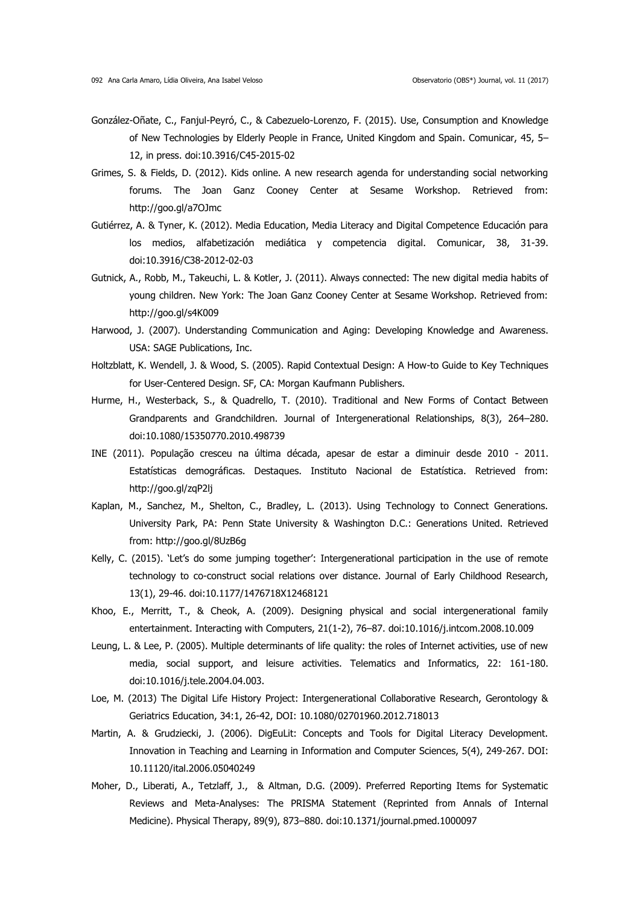González-Oñate, C., Fanjul-Peyró, C., & Cabezuelo-Lorenzo, F. (2015). Use, Consumption and Knowledge of New Technologies by Elderly People in France, United Kingdom and Spain. Comunicar, 45, 5–12, in press. doi:10.3916/C45-2015-02

Grimes, S. & Fields, D. (2012). Kids online. A new research agenda for understanding social networking forums. The Joan Ganz Cooney Center at Sesame Workshop. Retrieved from: http://goo.gl/a7OJmc

Gutiérrez, A. & Tyner, K. (2012). Media Education, Media Literacy and Digital Competence Educación para los medios, alfabetización mediática y competencia digital. Comunicar, 38, 31-39. doi:10.3916/C38-2012-02-03

Gutnick, A., Robb, M., Takeuchi, L. & Kotler, J. (2011). Always connected: The new digital media habits of young children. New York: The Joan Ganz Cooney Center at Sesame Workshop. Retrieved from: http://goo.gl/s4K009

Harwood, J. (2007). Understanding Communication and Aging: Developing Knowledge and Awareness. USA: SAGE Publications, Inc.

Holtzblatt, K. Wendell, J. & Wood, S. (2005). Rapid Contextual Design: A How-to Guide to Key Techniques for User-Centered Design. SF, CA: Morgan Kaufmann Publishers.

Hurme, H., Westerback, S., & Quadrello, T. (2010). Traditional and New Forms of Contact Between Grandparents and Grandchildren. Journal of Intergenerational Relationships, 8(3), 264–280. doi:10.1080/15350770.2010.498739

INE (2011). População cresceu na última década, apesar de estar a diminuir desde 2010 - 2011. Estatísticas demográficas. Destaques. Instituto Nacional de Estatística. Retrieved from: http://goo.gl/zqP2lj

Kaplan, M., Sanchez, M., Shelton, C., Bradley, L. (2013). Using Technology to Connect Generations. University Park, PA: Penn State University & Washington D.C.: Generations United. Retrieved from: http://goo.gl/8UzB6g

Kelly, C. (2015). 'Let's do some jumping together': Intergenerational participation in the use of remote technology to co-construct social relations over distance. Journal of Early Childhood Research, 13(1), 29-46. doi:10.1177/1476718X12468121

Khoo, E., Merritt, T., & Cheok, A. (2009). Designing physical and social intergenerational family entertainment. Interacting with Computers, 21(1-2), 76–87. doi:10.1016/j.intcom.2008.10.009

Leung, L. & Lee, P. (2005). Multiple determinants of life quality: the roles of Internet activities, use of new media, social support, and leisure activities. Telematics and Informatics, 22: 161-180. doi:10.1016/j.tele.2004.04.003.

Loe, M. (2013) The Digital Life History Project: Intergenerational Collaborative Research, Gerontology & Geriatrics Education, 34:1, 26-42, DOI: 10.1080/02701960.2012.718013

Martin, A. & Grudziecki, J. (2006). DigEuLit: Concepts and Tools for Digital Literacy Development. Innovation in Teaching and Learning in Information and Computer Sciences, 5(4), 249-267. DOI: 10.11120/ital.2006.05040249

Moher, D., Liberati, A., Tetzlaff, J., & Altman, D.G. (2009). Preferred Reporting Items for Systematic Reviews and Meta-Analyses: The PRISMA Statement (Reprinted from Annals of Internal Medicine). Physical Therapy, 89(9), 873–880. doi:10.1371/journal.pmed.1000097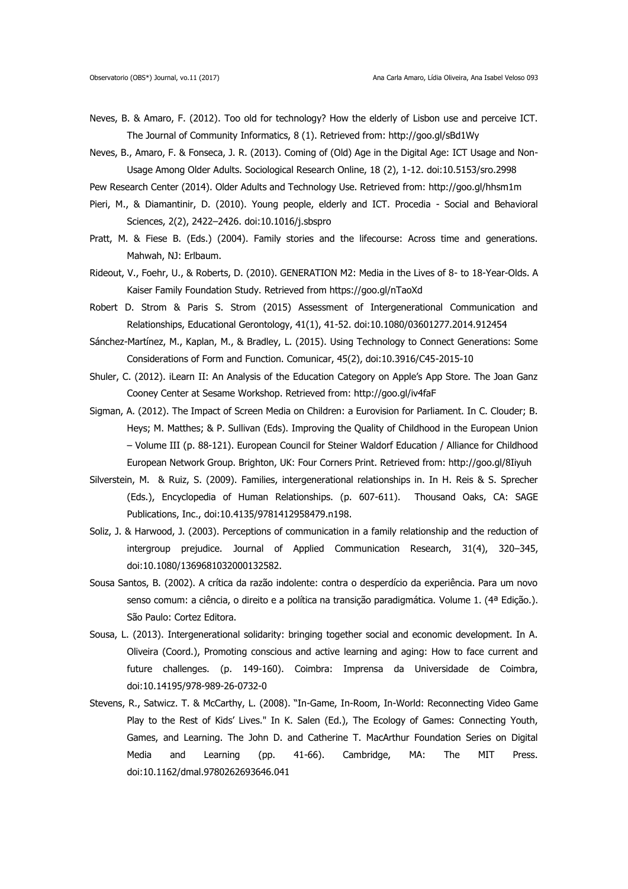Neves, B. & Amaro, F. (2012). Too old for technology? How the elderly of Lisbon use and perceive ICT. The Journal of Community Informatics, 8 (1). Retrieved from: http://goo.gl/sBd1Wy

Neves, B., Amaro, F. & Fonseca, J. R. (2013). Coming of (Old) Age in the Digital Age: ICT Usage and Non-Usage Among Older Adults. Sociological Research Online, 18 (2), 1-12. doi:10.5153/sro.2998

Pew Research Center (2014). Older Adults and Technology Use. Retrieved from: http://goo.gl/hhsm1m

Pieri, M., & Diamantinir, D. (2010). Young people, elderly and ICT. Procedia - Social and Behavioral Sciences, 2(2), 2422–2426. doi:10.1016/j.sbspro

Pratt, M. & Fiese B. (Eds.) (2004). Family stories and the lifecourse: Across time and generations. Mahwah, NJ: Erlbaum.

Rideout, V., Foehr, U., & Roberts, D. (2010). GENERATION M2: Media in the Lives of 8- to 18-Year-Olds. A Kaiser Family Foundation Study. Retrieved from https://goo.gl/nTaoXd

Robert D. Strom & Paris S. Strom (2015) Assessment of Intergenerational Communication and Relationships, Educational Gerontology, 41(1), 41-52. doi:10.1080/03601277.2014.912454

Sánchez-Martínez, M., Kaplan, M., & Bradley, L. (2015). Using Technology to Connect Generations: Some Considerations of Form and Function. Comunicar, 45(2), doi:10.3916/C45-2015-10

Shuler, C. (2012). iLearn II: An Analysis of the Education Category on Apple's App Store. The Joan Ganz Cooney Center at Sesame Workshop. Retrieved from: http://goo.gl/iv4faF

Sigman, A. (2012). The Impact of Screen Media on Children: a Eurovision for Parliament. In C. Clouder; B. Heys; M. Matthes; & P. Sullivan (Eds). Improving the Quality of Childhood in the European Union – Volume III (p. 88-121). European Council for Steiner Waldorf Education / Alliance for Childhood European Network Group. Brighton, UK: Four Corners Print. Retrieved from: http://goo.gl/8Iiyuh

Silverstein, M. & Ruiz, S. (2009). Families, intergenerational relationships in. In H. Reis & S. Sprecher (Eds.), Encyclopedia of Human Relationships. (p. 607-611). Thousand Oaks, CA: SAGE Publications, Inc., doi:10.4135/9781412958479.n198.

Soliz, J. & Harwood, J. (2003). Perceptions of communication in a family relationship and the reduction of intergroup prejudice. Journal of Applied Communication Research, 31(4), 320–345, doi:10.1080/1369681032000132582.

Sousa Santos, B. (2002). A crítica da razão indolente: contra o desperdício da experiência. Para um novo senso comum: a ciência, o direito e a política na transição paradigmática. Volume 1. (4ª Edição.). São Paulo: Cortez Editora.

Sousa, L. (2013). Intergenerational solidarity: bringing together social and economic development. In A. Oliveira (Coord.), Promoting conscious and active learning and aging: How to face current and future challenges. (p. 149-160). Coimbra: Imprensa da Universidade de Coimbra, doi:10.14195/978-989-26-0732-0

Stevens, R., Satwicz. T. & McCarthy, L. (2008). "In-Game, In-Room, In-World: Reconnecting Video Game Play to the Rest of Kids' Lives." In K. Salen (Ed.), The Ecology of Games: Connecting Youth, Games, and Learning. The John D. and Catherine T. MacArthur Foundation Series on Digital Media and Learning (pp. 41-66). Cambridge, MA: The MIT Press. doi:10.1162/dmal.9780262693646.041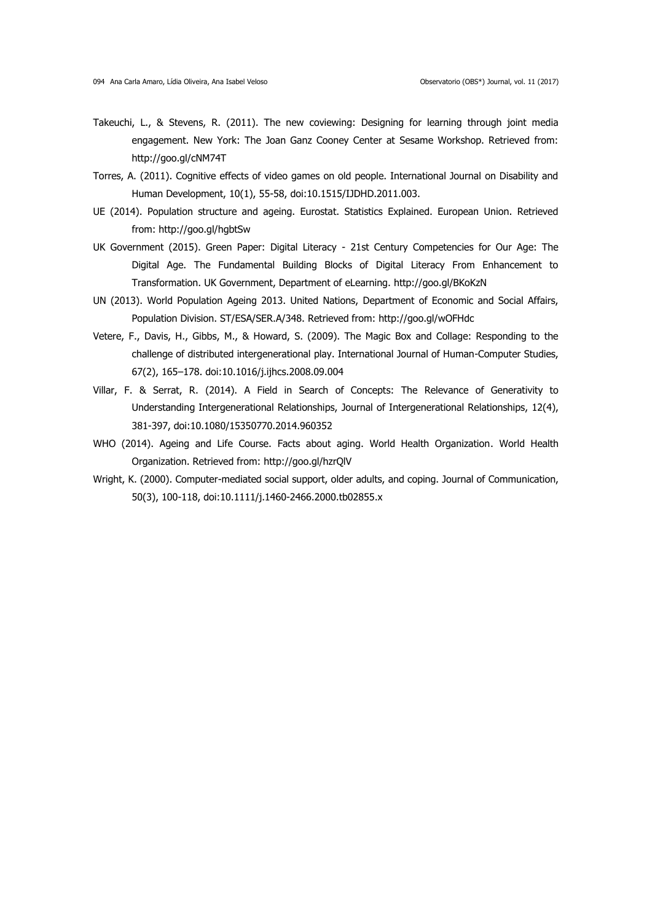Takeuchi, L., & Stevens, R. (2011). The new coviewing: Designing for learning through joint media engagement. New York: The Joan Ganz Cooney Center at Sesame Workshop. Retrieved from: http://goo.gl/cNM74T

Torres, A. (2011). Cognitive effects of video games on old people. International Journal on Disability and Human Development, 10(1), 55-58, doi:10.1515/IJDHD.2011.003.

UE (2014). Population structure and ageing. Eurostat. Statistics Explained. European Union. Retrieved from: http://goo.gl/hgbtSw

UK Government (2015). Green Paper: Digital Literacy - 21st Century Competencies for Our Age: The Digital Age. The Fundamental Building Blocks of Digital Literacy From Enhancement to Transformation. UK Government, Department of eLearning. http://goo.gl/BKoKzN

UN (2013). World Population Ageing 2013. United Nations, Department of Economic and Social Affairs, Population Division. ST/ESA/SER.A/348. Retrieved from: http://goo.gl/wOFHdc

Vetere, F., Davis, H., Gibbs, M., & Howard, S. (2009). The Magic Box and Collage: Responding to the challenge of distributed intergenerational play. International Journal of Human-Computer Studies, 67(2), 165–178. doi:10.1016/j.ijhcs.2008.09.004

Villar, F. & Serrat, R. (2014). A Field in Search of Concepts: The Relevance of Generativity to Understanding Intergenerational Relationships, Journal of Intergenerational Relationships, 12(4), 381-397, doi:10.1080/15350770.2014.960352

WHO (2014). Ageing and Life Course. Facts about aging. World Health Organization. World Health Organization. Retrieved from: http://goo.gl/hzrQlV

Wright, K. (2000). Computer-mediated social support, older adults, and coping. Journal of Communication, 50(3), 100-118, doi:10.1111/j.1460-2466.2000.tb02855.x